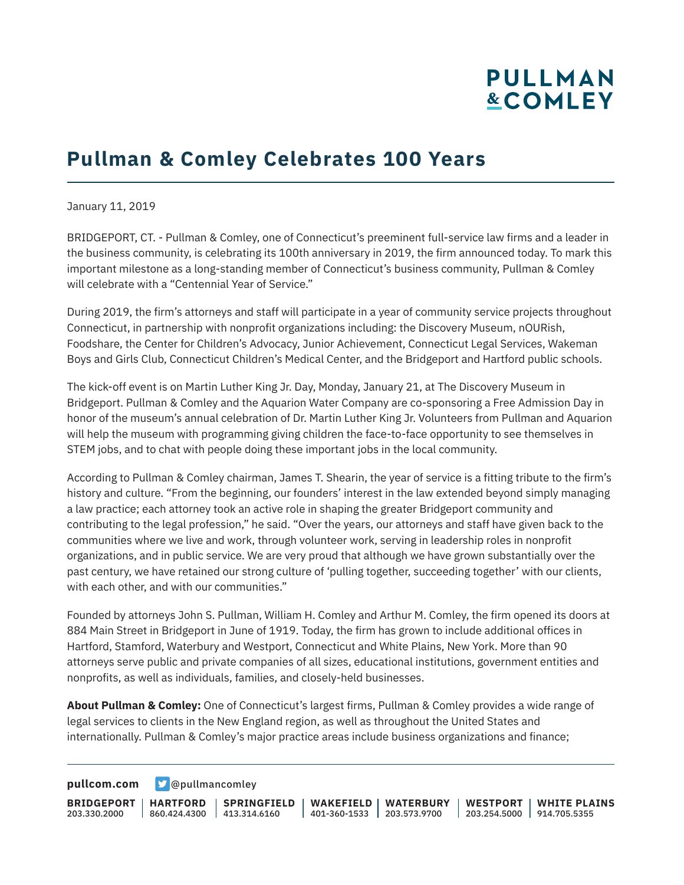# Pullman & Comley Celebrates 100 Years

January 11, 2019

BRIDGEPORT, CT. - Pullman & Comley, one of Connecticut's preeminent full-service law firms and a leader in the business community, is celebrating its 100th anniversary in 2019, the firm announced today. To mark this important milestone as a long-standing member of Connecticut's business community, Pullman & Comley will celebrate with a "Centennial Year of Service."

During 2019, the firm's attorneys and staff will participate in a year of community service projects throughout Connecticut, in partnership with nonprofit organizations including: the Discovery Museum, nOURish, Foodshare, the Center for Children's Advocacy, Junior Achievement, Connecticut Legal Services, Wakeman Boys and Girls Club, Connecticut Children's Medical Center, and the Bridgeport and Hartford public schools.

The kick-off event is on Martin Luther King Jr. Day, Monday, January 21, at The Discovery Museum in Bridgeport. Pullman & Comley and the Aquarion Water Company are co-sponsoring a Free Admission Day in honor of the museum's annual celebration of Dr. Martin Luther King Jr. Volunteers from Pullman and Aquarion will help the museum with programming giving children the face-to-face opportunity to see themselves in STEM jobs, and to chat with people doing these important jobs in the local community.

According to Pullman & Comley chairman, James T. Shearin, the year of service is a fitting tribute to the firm's history and culture. "From the beginning, our founders' interest in the law extended beyond simply managing a law practice; each attorney took an active role in shaping the greater Bridgeport community and contributing to the legal profession," he said. "Over the years, our attorneys and staff have given back to the communities where we live and work, through volunteer work, serving in leadership roles in nonprofit organizations, and in public service. We are very proud that although we have grown substantially over the past century, we have retained our strong culture of 'pulling together, succeeding together' with our clients, with each other, and with our communities."

Founded by attorneys John S. Pullman, William H. Comley and Arthur M. Comley, the firm opened its doors at 884 Main Street in Bridgeport in June of 1919. Today, the firm has grown to include additional offices in Hartford, Stamford, Waterbury and Westport, Connecticut and White Plains, New York. More than 90 attorneys serve public and private companies of all sizes, educational institutions, government entities and nonprofits, as well as individuals, families, and closely-held businesses.

**About Pullman & Comley:** One of Connecticut's largest firms, Pullman & Comley provides a wide range of legal services to clients in the New England region, as well as throughout the United States and internationally. Pullman & Comley's major practice areas include business organizations and finance;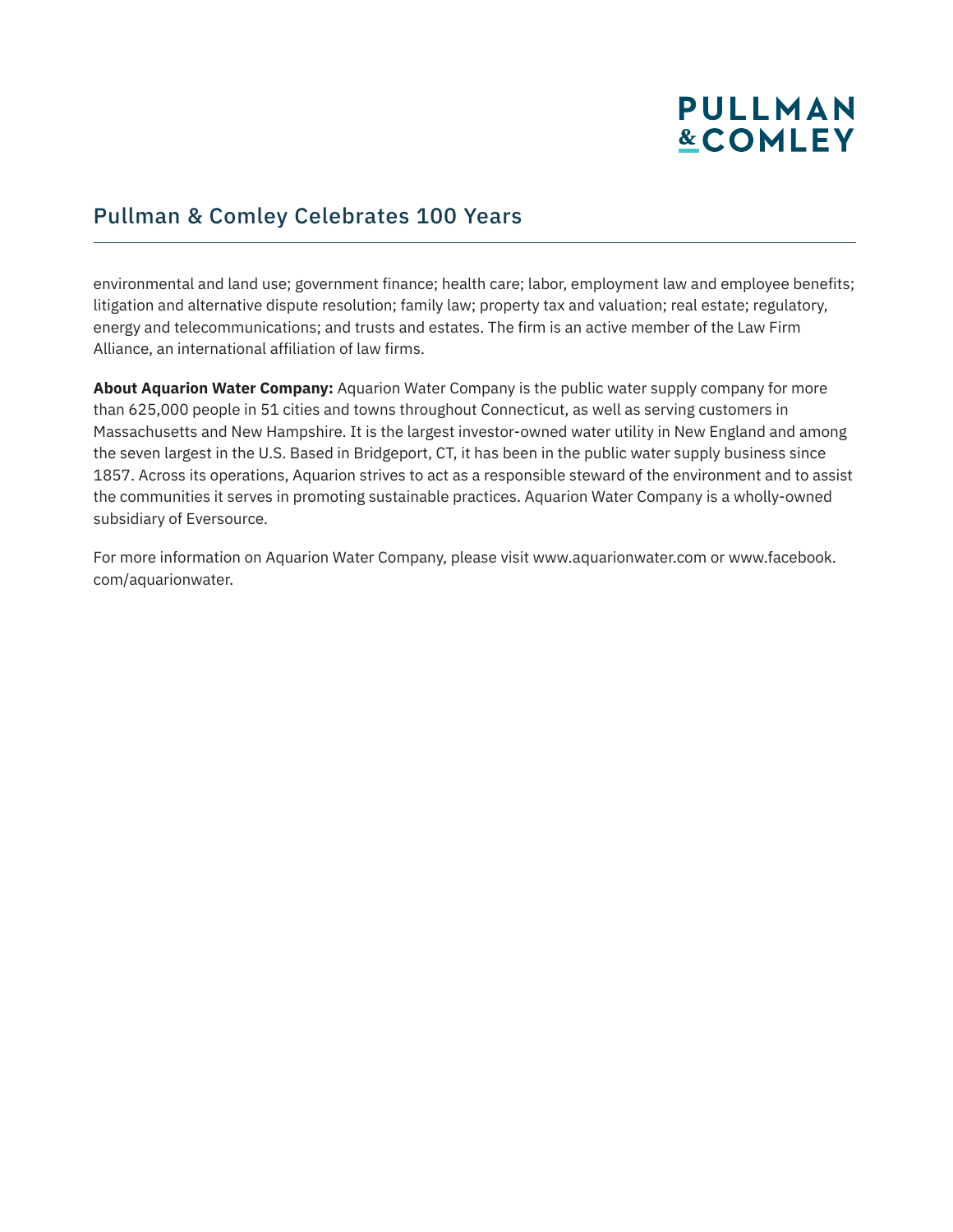environmental and land use; government finance; health care; labor, employment law and employee benefits; litigation and alternative dispute resolution; family law; property tax and valuation; real estate; regulatory, energy and telecommunications; and trusts and estates. The firm is an active member of the Law Firm Alliance, an international affiliation of law firms.

**About Aquarion Water Company:** Aquarion Water Company is the public water supply company for more than 625,000 people in 51 cities and towns throughout Connecticut, as well as serving customers in Massachusetts and New Hampshire. It is the largest investor-owned water utility in New England and among the seven largest in the U.S. Based in Bridgeport, CT, it has been in the public water supply business since 1857. Across its operations, Aquarion strives to act as a responsible steward of the environment and to assist the communities it serves in promoting sustainable practices. Aquarion Water Company is a wholly-owned subsidiary of Eversource.

For more information on Aquarion Water Company, please visit www.aquarionwater.com or www.facebook.com/aquarionwater.